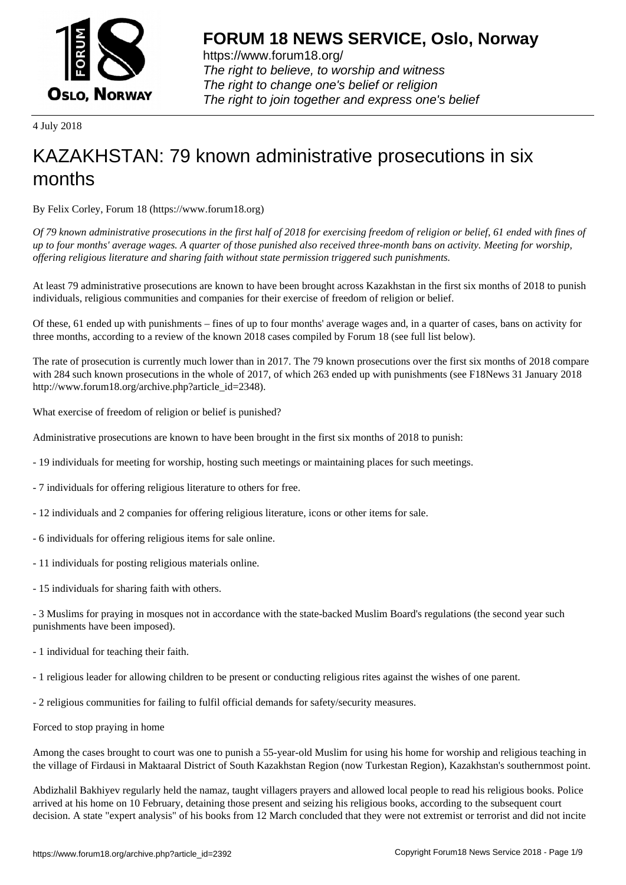**FORUM 18 NEWS SERVICE, Oslo, Norway**

https://www.forum18.org/
*The right to believe, to worship and witness*
*The right to change one's belief or religion*
*The right to join together and express one's belief*

4 July 2018

# KAZAKHSTAN: 79 known administrative prosecutions in six months

By Felix Corley, Forum 18 (https://www.forum18.org)

*Of 79 known administrative prosecutions in the first half of 2018 for exercising freedom of religion or belief, 61 ended with fines of up to four months' average wages. A quarter of those punished also received three-month bans on activity. Meeting for worship, offering religious literature and sharing faith without state permission triggered such punishments.*

At least 79 administrative prosecutions are known to have been brought across Kazakhstan in the first six months of 2018 to punish individuals, religious communities and companies for their exercise of freedom of religion or belief.

Of these, 61 ended up with punishments – fines of up to four months' average wages and, in a quarter of cases, bans on activity for three months, according to a review of the known 2018 cases compiled by Forum 18 (see full list below).

The rate of prosecution is currently much lower than in 2017. The 79 known prosecutions over the first six months of 2018 compare with 284 such known prosecutions in the whole of 2017, of which 263 ended up with punishments (see F18News 31 January 2018 http://www.forum18.org/archive.php?article_id=2348).

What exercise of freedom of religion or belief is punished?

Administrative prosecutions are known to have been brought in the first six months of 2018 to punish:

- 19 individuals for meeting for worship, hosting such meetings or maintaining places for such meetings.

- 7 individuals for offering religious literature to others for free.

- 12 individuals and 2 companies for offering religious literature, icons or other items for sale.

- 6 individuals for offering religious items for sale online.

- 11 individuals for posting religious materials online.

- 15 individuals for sharing faith with others.

- 3 Muslims for praying in mosques not in accordance with the state-backed Muslim Board's regulations (the second year such punishments have been imposed).

- 1 individual for teaching their faith.

- 1 religious leader for allowing children to be present or conducting religious rites against the wishes of one parent.

- 2 religious communities for failing to fulfil official demands for safety/security measures.

Forced to stop praying in home

Among the cases brought to court was one to punish a 55-year-old Muslim for using his home for worship and religious teaching in the village of Firdausi in Maktaaral District of South Kazakhstan Region (now Turkestan Region), Kazakhstan's southernmost point.

Abdizhalil Bakhiyev regularly held the namaz, taught villagers prayers and allowed local people to read his religious books. Police arrived at his home on 10 February, detaining those present and seizing his religious books, according to the subsequent court decision. A state "expert analysis" of his books from 12 March concluded that they were not extremist or terrorist and did not incite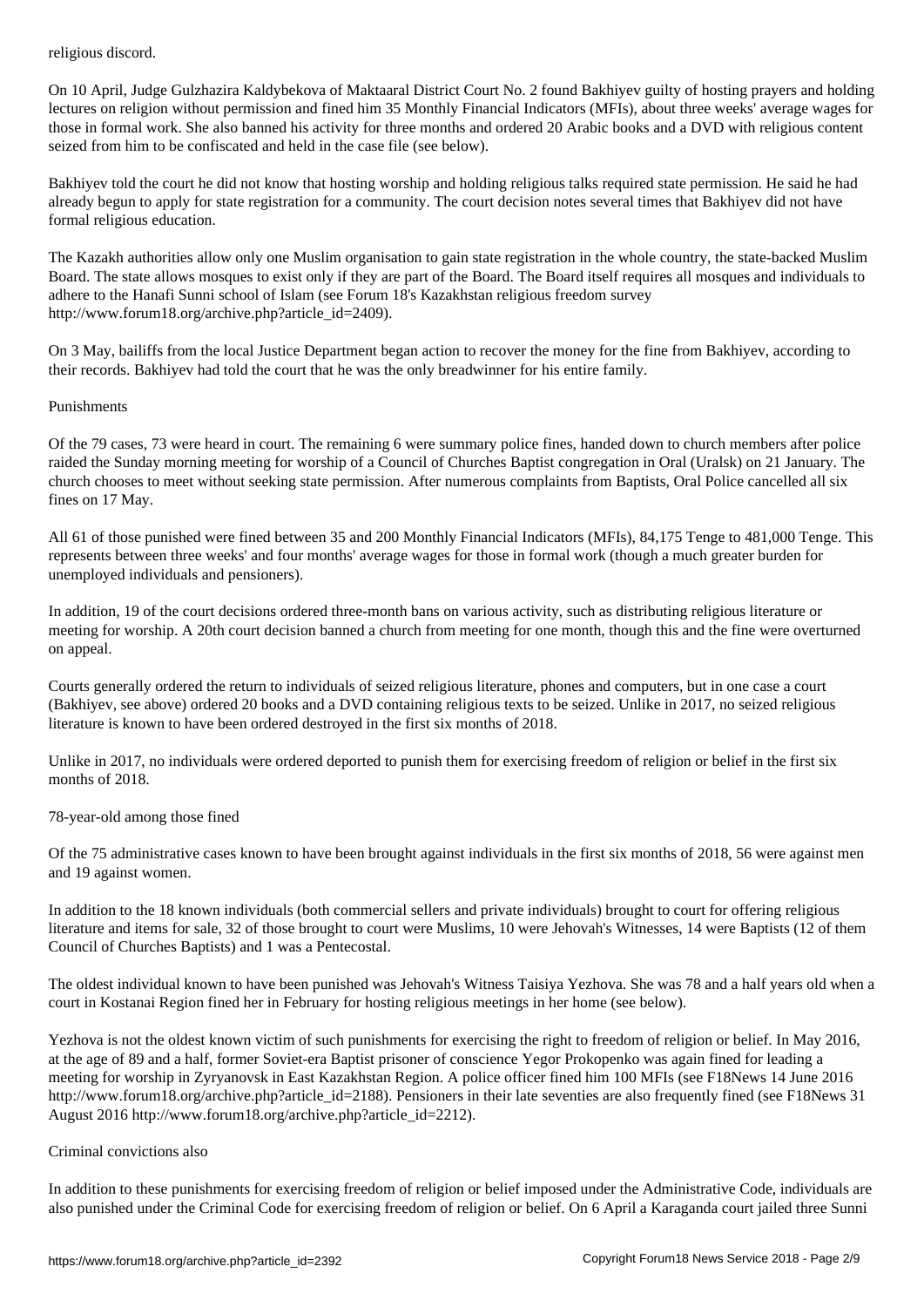religious discord.

On 10 April, Judge Gulzhazira Kaldybekova of Maktaaral District Court No. 2 found Bakhiyev guilty of hosting prayers and holding lectures on religion without permission and fined him 35 Monthly Financial Indicators (MFIs), about three weeks' average wages for those in formal work. She also banned his activity for three months and ordered 20 Arabic books and a DVD with religious content seized from him to be confiscated and held in the case file (see below).

Bakhiyev told the court he did not know that hosting worship and holding religious talks required state permission. He said he had already begun to apply for state registration for a community. The court decision notes several times that Bakhiyev did not have formal religious education.

The Kazakh authorities allow only one Muslim organisation to gain state registration in the whole country, the state-backed Muslim Board. The state allows mosques to exist only if they are part of the Board. The Board itself requires all mosques and individuals to adhere to the Hanafi Sunni school of Islam (see Forum 18's Kazakhstan religious freedom survey http://www.forum18.org/archive.php?article_id=2409).

On 3 May, bailiffs from the local Justice Department began action to recover the money for the fine from Bakhiyev, according to their records. Bakhiyev had told the court that he was the only breadwinner for his entire family.

## Punishments

Of the 79 cases, 73 were heard in court. The remaining 6 were summary police fines, handed down to church members after police raided the Sunday morning meeting for worship of a Council of Churches Baptist congregation in Oral (Uralsk) on 21 January. The church chooses to meet without seeking state permission. After numerous complaints from Baptists, Oral Police cancelled all six fines on 17 May.

All 61 of those punished were fined between 35 and 200 Monthly Financial Indicators (MFIs), 84,175 Tenge to 481,000 Tenge. This represents between three weeks' and four months' average wages for those in formal work (though a much greater burden for unemployed individuals and pensioners).

In addition, 19 of the court decisions ordered three-month bans on various activity, such as distributing religious literature or meeting for worship. A 20th court decision banned a church from meeting for one month, though this and the fine were overturned on appeal.

Courts generally ordered the return to individuals of seized religious literature, phones and computers, but in one case a court (Bakhiyev, see above) ordered 20 books and a DVD containing religious texts to be seized. Unlike in 2017, no seized religious literature is known to have been ordered destroyed in the first six months of 2018.

Unlike in 2017, no individuals were ordered deported to punish them for exercising freedom of religion or belief in the first six months of 2018.

## 78-year-old among those fined

Of the 75 administrative cases known to have been brought against individuals in the first six months of 2018, 56 were against men and 19 against women.

In addition to the 18 known individuals (both commercial sellers and private individuals) brought to court for offering religious literature and items for sale, 32 of those brought to court were Muslims, 10 were Jehovah's Witnesses, 14 were Baptists (12 of them Council of Churches Baptists) and 1 was a Pentecostal.

The oldest individual known to have been punished was Jehovah's Witness Taisiya Yezhova. She was 78 and a half years old when a court in Kostanai Region fined her in February for hosting religious meetings in her home (see below).

Yezhova is not the oldest known victim of such punishments for exercising the right to freedom of religion or belief. In May 2016, at the age of 89 and a half, former Soviet-era Baptist prisoner of conscience Yegor Prokopenko was again fined for leading a meeting for worship in Zyryanovsk in East Kazakhstan Region. A police officer fined him 100 MFIs (see F18News 14 June 2016 http://www.forum18.org/archive.php?article_id=2188). Pensioners in their late seventies are also frequently fined (see F18News 31 August 2016 http://www.forum18.org/archive.php?article_id=2212).

## Criminal convictions also

In addition to these punishments for exercising freedom of religion or belief imposed under the Administrative Code, individuals are also punished under the Criminal Code for exercising freedom of religion or belief. On 6 April a Karaganda court jailed three Sunni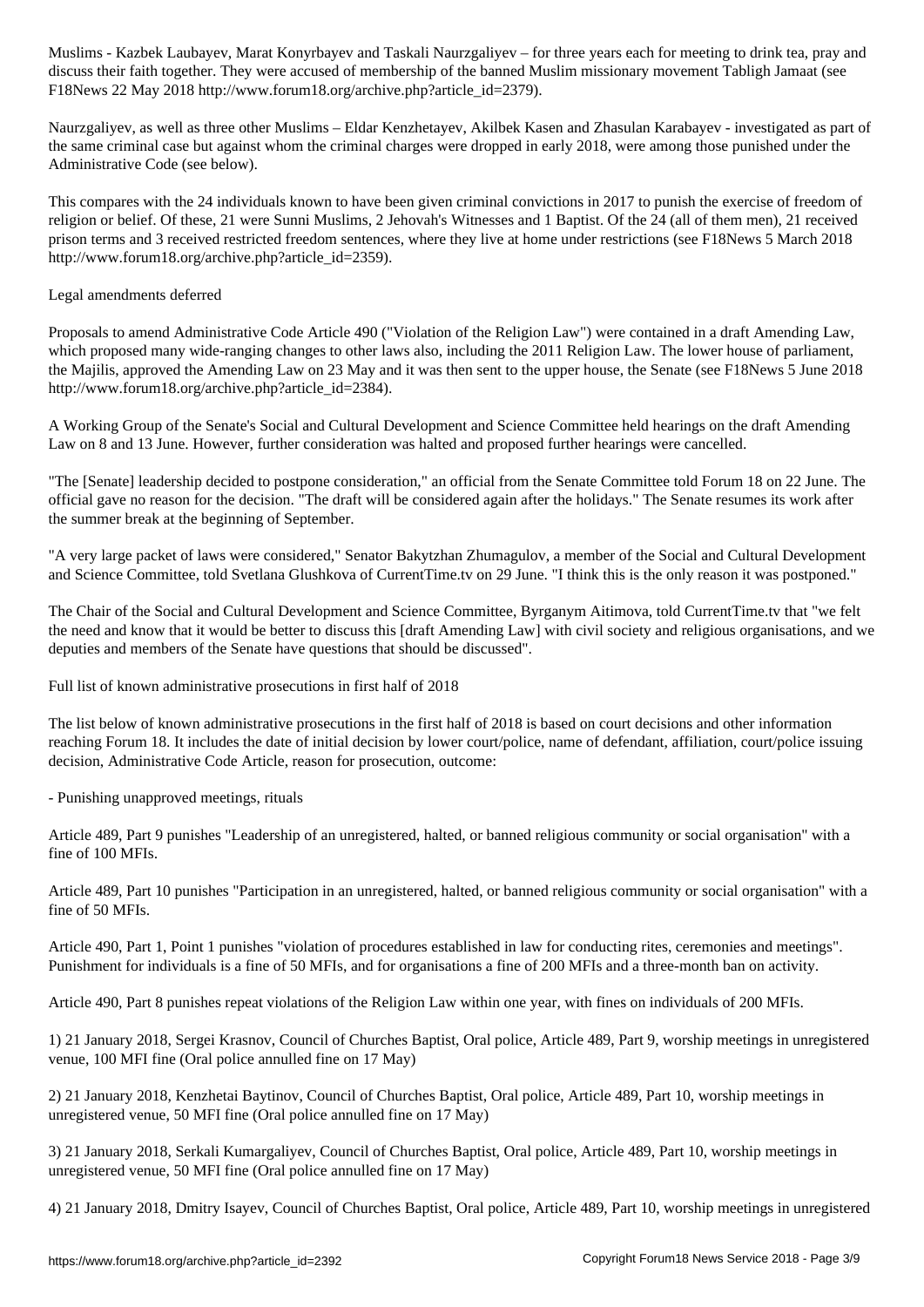Muslims - Kazbek Laubayev, Marat Konyrbayev and Taskali Naurzgaliyev – for three years each for meeting to drink tea, pray and discuss their faith together. They were accused of membership of the banned Muslim missionary movement Tabligh Jamaat (see F18News 22 May 2018 http://www.forum18.org/archive.php?article_id=2379).

Naurzgaliyev, as well as three other Muslims – Eldar Kenzhetayev, Akilbek Kasen and Zhasulan Karabayev - investigated as part of the same criminal case but against whom the criminal charges were dropped in early 2018, were among those punished under the Administrative Code (see below).

This compares with the 24 individuals known to have been given criminal convictions in 2017 to punish the exercise of freedom of religion or belief. Of these, 21 were Sunni Muslims, 2 Jehovah's Witnesses and 1 Baptist. Of the 24 (all of them men), 21 received prison terms and 3 received restricted freedom sentences, where they live at home under restrictions (see F18News 5 March 2018 http://www.forum18.org/archive.php?article_id=2359).

## Legal amendments deferred

Proposals to amend Administrative Code Article 490 ("Violation of the Religion Law") were contained in a draft Amending Law, which proposed many wide-ranging changes to other laws also, including the 2011 Religion Law. The lower house of parliament, the Majilis, approved the Amending Law on 23 May and it was then sent to the upper house, the Senate (see F18News 5 June 2018 http://www.forum18.org/archive.php?article_id=2384).

A Working Group of the Senate's Social and Cultural Development and Science Committee held hearings on the draft Amending Law on 8 and 13 June. However, further consideration was halted and proposed further hearings were cancelled.

"The [Senate] leadership decided to postpone consideration," an official from the Senate Committee told Forum 18 on 22 June. The official gave no reason for the decision. "The draft will be considered again after the holidays." The Senate resumes its work after the summer break at the beginning of September.

"A very large packet of laws were considered," Senator Bakytzhan Zhumagulov, a member of the Social and Cultural Development and Science Committee, told Svetlana Glushkova of CurrentTime.tv on 29 June. "I think this is the only reason it was postponed."

The Chair of the Social and Cultural Development and Science Committee, Byrganym Aitimova, told CurrentTime.tv that "we felt the need and know that it would be better to discuss this [draft Amending Law] with civil society and religious organisations, and we deputies and members of the Senate have questions that should be discussed".

## Full list of known administrative prosecutions in first half of 2018

The list below of known administrative prosecutions in the first half of 2018 is based on court decisions and other information reaching Forum 18. It includes the date of initial decision by lower court/police, name of defendant, affiliation, court/police issuing decision, Administrative Code Article, reason for prosecution, outcome:

- Punishing unapproved meetings, rituals

Article 489, Part 9 punishes "Leadership of an unregistered, halted, or banned religious community or social organisation" with a fine of 100 MFIs.

Article 489, Part 10 punishes "Participation in an unregistered, halted, or banned religious community or social organisation" with a fine of 50 MFIs.

Article 490, Part 1, Point 1 punishes "violation of procedures established in law for conducting rites, ceremonies and meetings". Punishment for individuals is a fine of 50 MFIs, and for organisations a fine of 200 MFIs and a three-month ban on activity.

Article 490, Part 8 punishes repeat violations of the Religion Law within one year, with fines on individuals of 200 MFIs.

1) 21 January 2018, Sergei Krasnov, Council of Churches Baptist, Oral police, Article 489, Part 9, worship meetings in unregistered venue, 100 MFI fine (Oral police annulled fine on 17 May)

2) 21 January 2018, Kenzhetai Baytinov, Council of Churches Baptist, Oral police, Article 489, Part 10, worship meetings in unregistered venue, 50 MFI fine (Oral police annulled fine on 17 May)

3) 21 January 2018, Serkali Kumargaliyev, Council of Churches Baptist, Oral police, Article 489, Part 10, worship meetings in unregistered venue, 50 MFI fine (Oral police annulled fine on 17 May)

4) 21 January 2018, Dmitry Isayev, Council of Churches Baptist, Oral police, Article 489, Part 10, worship meetings in unregistered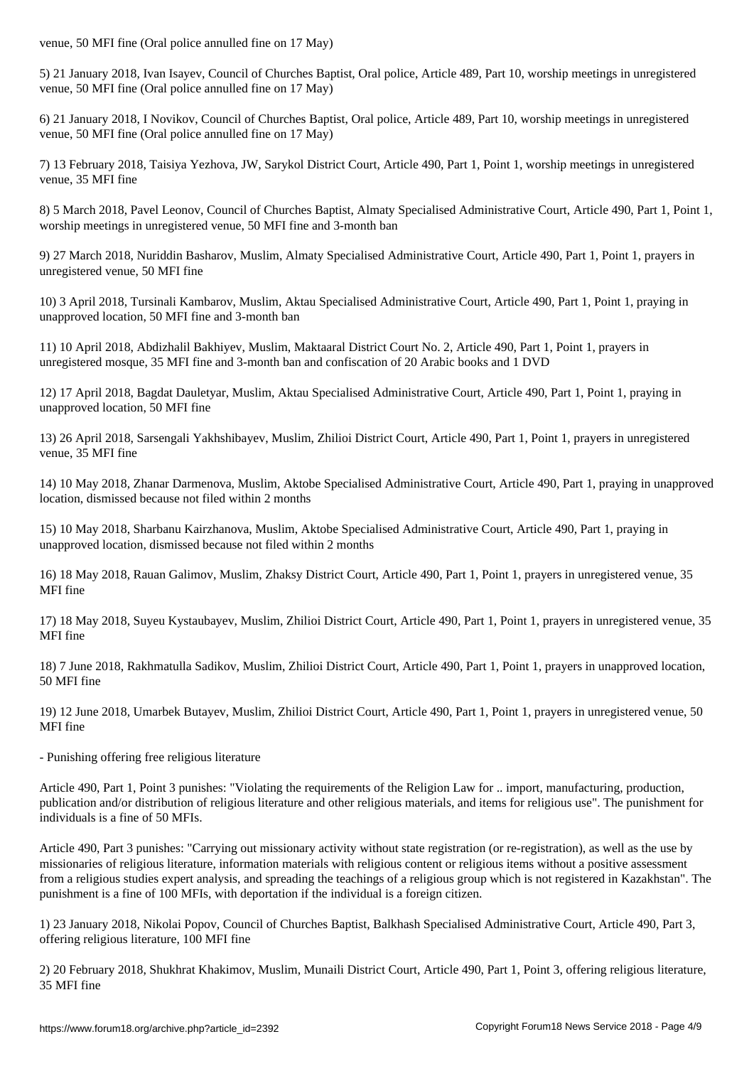venue, 50 MFI fine (Oral police annulled fine on 17 May)

5) 21 January 2018, Ivan Isayev, Council of Churches Baptist, Oral police, Article 489, Part 10, worship meetings in unregistered venue, 50 MFI fine (Oral police annulled fine on 17 May)

6) 21 January 2018, I Novikov, Council of Churches Baptist, Oral police, Article 489, Part 10, worship meetings in unregistered venue, 50 MFI fine (Oral police annulled fine on 17 May)

7) 13 February 2018, Taisiya Yezhova, JW, Sarykol District Court, Article 490, Part 1, Point 1, worship meetings in unregistered venue, 35 MFI fine

8) 5 March 2018, Pavel Leonov, Council of Churches Baptist, Almaty Specialised Administrative Court, Article 490, Part 1, Point 1, worship meetings in unregistered venue, 50 MFI fine and 3-month ban

9) 27 March 2018, Nuriddin Basharov, Muslim, Almaty Specialised Administrative Court, Article 490, Part 1, Point 1, prayers in unregistered venue, 50 MFI fine

10) 3 April 2018, Tursinali Kambarov, Muslim, Aktau Specialised Administrative Court, Article 490, Part 1, Point 1, praying in unapproved location, 50 MFI fine and 3-month ban

11) 10 April 2018, Abdizhalil Bakhiyev, Muslim, Maktaaral District Court No. 2, Article 490, Part 1, Point 1, prayers in unregistered mosque, 35 MFI fine and 3-month ban and confiscation of 20 Arabic books and 1 DVD

12) 17 April 2018, Bagdat Dauletyar, Muslim, Aktau Specialised Administrative Court, Article 490, Part 1, Point 1, praying in unapproved location, 50 MFI fine

13) 26 April 2018, Sarsengali Yakhshibayev, Muslim, Zhilioi District Court, Article 490, Part 1, Point 1, prayers in unregistered venue, 35 MFI fine

14) 10 May 2018, Zhanar Darmenova, Muslim, Aktobe Specialised Administrative Court, Article 490, Part 1, praying in unapproved location, dismissed because not filed within 2 months

15) 10 May 2018, Sharbanu Kairzhanova, Muslim, Aktobe Specialised Administrative Court, Article 490, Part 1, praying in unapproved location, dismissed because not filed within 2 months

16) 18 May 2018, Rauan Galimov, Muslim, Zhaksy District Court, Article 490, Part 1, Point 1, prayers in unregistered venue, 35 MFI fine

17) 18 May 2018, Suyeu Kystaubayev, Muslim, Zhilioi District Court, Article 490, Part 1, Point 1, prayers in unregistered venue, 35 MFI fine

18) 7 June 2018, Rakhmatulla Sadikov, Muslim, Zhilioi District Court, Article 490, Part 1, Point 1, prayers in unapproved location, 50 MFI fine

19) 12 June 2018, Umarbek Butayev, Muslim, Zhilioi District Court, Article 490, Part 1, Point 1, prayers in unregistered venue, 50 MFI fine

- Punishing offering free religious literature

Article 490, Part 1, Point 3 punishes: "Violating the requirements of the Religion Law for .. import, manufacturing, production, publication and/or distribution of religious literature and other religious materials, and items for religious use". The punishment for individuals is a fine of 50 MFIs.

Article 490, Part 3 punishes: "Carrying out missionary activity without state registration (or re-registration), as well as the use by missionaries of religious literature, information materials with religious content or religious items without a positive assessment from a religious studies expert analysis, and spreading the teachings of a religious group which is not registered in Kazakhstan". The punishment is a fine of 100 MFIs, with deportation if the individual is a foreign citizen.

1) 23 January 2018, Nikolai Popov, Council of Churches Baptist, Balkhash Specialised Administrative Court, Article 490, Part 3, offering religious literature, 100 MFI fine

2) 20 February 2018, Shukhrat Khakimov, Muslim, Munaili District Court, Article 490, Part 1, Point 3, offering religious literature, 35 MFI fine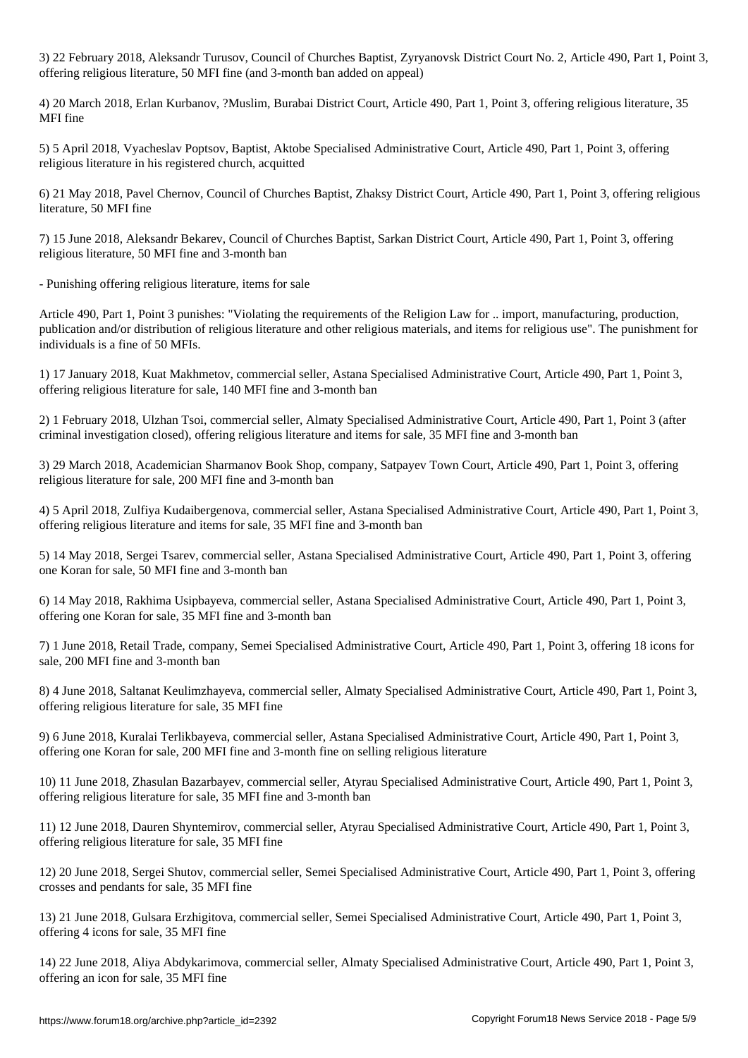3) 22 February 2018, Aleksandr Turusov, Council of Churches Baptist, Zyryanovsk District Court No. 2, Article 490, Part 1, Point 3, offering religious literature, 50 MFI fine (and 3-month ban added on appeal)

4) 20 March 2018, Erlan Kurbanov, ?Muslim, Burabai District Court, Article 490, Part 1, Point 3, offering religious literature, 35 MFI fine

5) 5 April 2018, Vyacheslav Poptsov, Baptist, Aktobe Specialised Administrative Court, Article 490, Part 1, Point 3, offering religious literature in his registered church, acquitted

6) 21 May 2018, Pavel Chernov, Council of Churches Baptist, Zhaksy District Court, Article 490, Part 1, Point 3, offering religious literature, 50 MFI fine

7) 15 June 2018, Aleksandr Bekarev, Council of Churches Baptist, Sarkan District Court, Article 490, Part 1, Point 3, offering religious literature, 50 MFI fine and 3-month ban

- Punishing offering religious literature, items for sale

Article 490, Part 1, Point 3 punishes: "Violating the requirements of the Religion Law for .. import, manufacturing, production, publication and/or distribution of religious literature and other religious materials, and items for religious use". The punishment for individuals is a fine of 50 MFIs.

1) 17 January 2018, Kuat Makhmetov, commercial seller, Astana Specialised Administrative Court, Article 490, Part 1, Point 3, offering religious literature for sale, 140 MFI fine and 3-month ban

2) 1 February 2018, Ulzhan Tsoi, commercial seller, Almaty Specialised Administrative Court, Article 490, Part 1, Point 3 (after criminal investigation closed), offering religious literature and items for sale, 35 MFI fine and 3-month ban

3) 29 March 2018, Academician Sharmanov Book Shop, company, Satpayev Town Court, Article 490, Part 1, Point 3, offering religious literature for sale, 200 MFI fine and 3-month ban

4) 5 April 2018, Zulfiya Kudaibergenova, commercial seller, Astana Specialised Administrative Court, Article 490, Part 1, Point 3, offering religious literature and items for sale, 35 MFI fine and 3-month ban

5) 14 May 2018, Sergei Tsarev, commercial seller, Astana Specialised Administrative Court, Article 490, Part 1, Point 3, offering one Koran for sale, 50 MFI fine and 3-month ban

6) 14 May 2018, Rakhima Usipbayeva, commercial seller, Astana Specialised Administrative Court, Article 490, Part 1, Point 3, offering one Koran for sale, 35 MFI fine and 3-month ban

7) 1 June 2018, Retail Trade, company, Semei Specialised Administrative Court, Article 490, Part 1, Point 3, offering 18 icons for sale, 200 MFI fine and 3-month ban

8) 4 June 2018, Saltanat Keulimzhayeva, commercial seller, Almaty Specialised Administrative Court, Article 490, Part 1, Point 3, offering religious literature for sale, 35 MFI fine

9) 6 June 2018, Kuralai Terlikbayeva, commercial seller, Astana Specialised Administrative Court, Article 490, Part 1, Point 3, offering one Koran for sale, 200 MFI fine and 3-month fine on selling religious literature

10) 11 June 2018, Zhasulan Bazarbayev, commercial seller, Atyrau Specialised Administrative Court, Article 490, Part 1, Point 3, offering religious literature for sale, 35 MFI fine and 3-month ban

11) 12 June 2018, Dauren Shyntemirov, commercial seller, Atyrau Specialised Administrative Court, Article 490, Part 1, Point 3, offering religious literature for sale, 35 MFI fine

12) 20 June 2018, Sergei Shutov, commercial seller, Semei Specialised Administrative Court, Article 490, Part 1, Point 3, offering crosses and pendants for sale, 35 MFI fine

13) 21 June 2018, Gulsara Erzhigitova, commercial seller, Semei Specialised Administrative Court, Article 490, Part 1, Point 3, offering 4 icons for sale, 35 MFI fine

14) 22 June 2018, Aliya Abdykarimova, commercial seller, Almaty Specialised Administrative Court, Article 490, Part 1, Point 3, offering an icon for sale, 35 MFI fine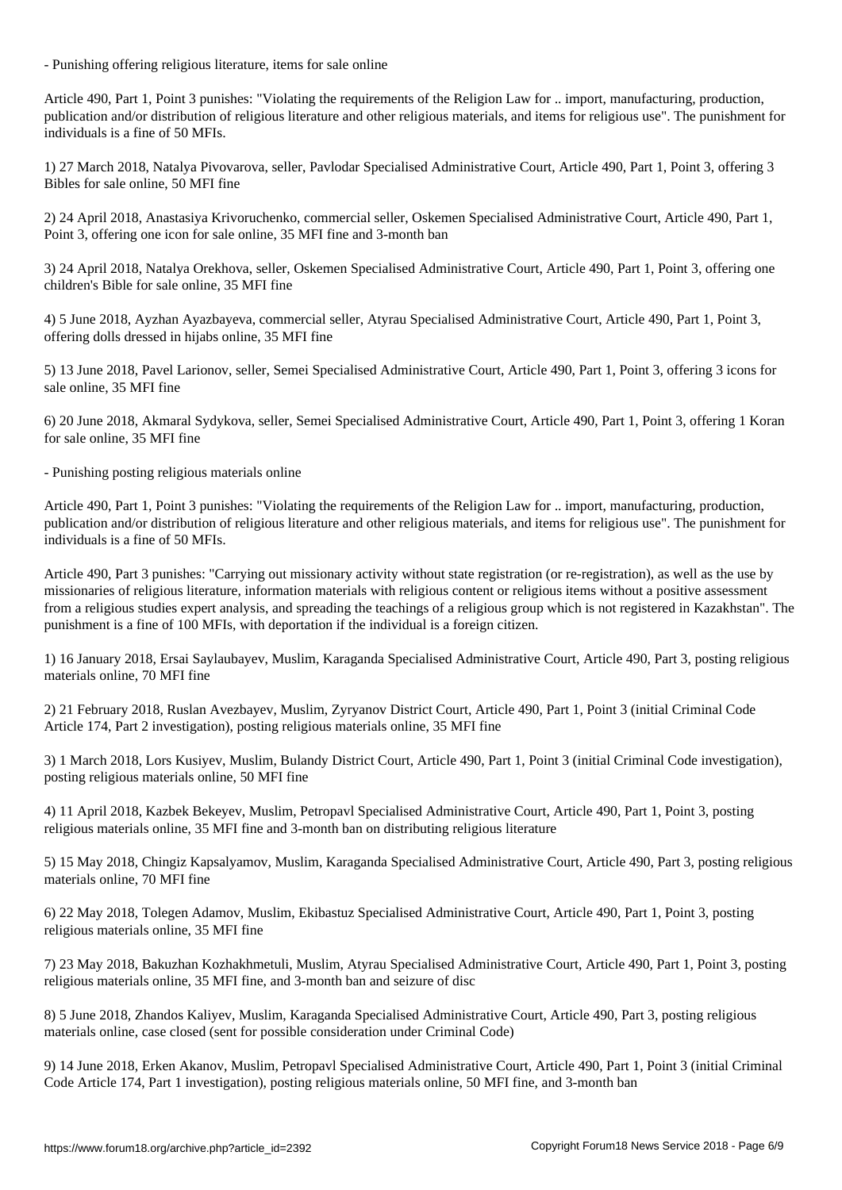- Punishing offering religious literature, items for sale online

Article 490, Part 1, Point 3 punishes: "Violating the requirements of the Religion Law for .. import, manufacturing, production, publication and/or distribution of religious literature and other religious materials, and items for religious use". The punishment for individuals is a fine of 50 MFIs.

1) 27 March 2018, Natalya Pivovarova, seller, Pavlodar Specialised Administrative Court, Article 490, Part 1, Point 3, offering 3 Bibles for sale online, 50 MFI fine

2) 24 April 2018, Anastasiya Krivoruchenko, commercial seller, Oskemen Specialised Administrative Court, Article 490, Part 1, Point 3, offering one icon for sale online, 35 MFI fine and 3-month ban

3) 24 April 2018, Natalya Orekhova, seller, Oskemen Specialised Administrative Court, Article 490, Part 1, Point 3, offering one children's Bible for sale online, 35 MFI fine

4) 5 June 2018, Ayzhan Ayazbayeva, commercial seller, Atyrau Specialised Administrative Court, Article 490, Part 1, Point 3, offering dolls dressed in hijabs online, 35 MFI fine

5) 13 June 2018, Pavel Larionov, seller, Semei Specialised Administrative Court, Article 490, Part 1, Point 3, offering 3 icons for sale online, 35 MFI fine

6) 20 June 2018, Akmaral Sydykova, seller, Semei Specialised Administrative Court, Article 490, Part 1, Point 3, offering 1 Koran for sale online, 35 MFI fine

- Punishing posting religious materials online

Article 490, Part 1, Point 3 punishes: "Violating the requirements of the Religion Law for .. import, manufacturing, production, publication and/or distribution of religious literature and other religious materials, and items for religious use". The punishment for individuals is a fine of 50 MFIs.

Article 490, Part 3 punishes: "Carrying out missionary activity without state registration (or re-registration), as well as the use by missionaries of religious literature, information materials with religious content or religious items without a positive assessment from a religious studies expert analysis, and spreading the teachings of a religious group which is not registered in Kazakhstan". The punishment is a fine of 100 MFIs, with deportation if the individual is a foreign citizen.

1) 16 January 2018, Ersai Saylaubayev, Muslim, Karaganda Specialised Administrative Court, Article 490, Part 3, posting religious materials online, 70 MFI fine

2) 21 February 2018, Ruslan Avezbayev, Muslim, Zyryanov District Court, Article 490, Part 1, Point 3 (initial Criminal Code Article 174, Part 2 investigation), posting religious materials online, 35 MFI fine

3) 1 March 2018, Lors Kusiyev, Muslim, Bulandy District Court, Article 490, Part 1, Point 3 (initial Criminal Code investigation), posting religious materials online, 50 MFI fine

4) 11 April 2018, Kazbek Bekeyev, Muslim, Petropavl Specialised Administrative Court, Article 490, Part 1, Point 3, posting religious materials online, 35 MFI fine and 3-month ban on distributing religious literature

5) 15 May 2018, Chingiz Kapsalyamov, Muslim, Karaganda Specialised Administrative Court, Article 490, Part 3, posting religious materials online, 70 MFI fine

6) 22 May 2018, Tolegen Adamov, Muslim, Ekibastuz Specialised Administrative Court, Article 490, Part 1, Point 3, posting religious materials online, 35 MFI fine

7) 23 May 2018, Bakuzhan Kozhakhmetuli, Muslim, Atyrau Specialised Administrative Court, Article 490, Part 1, Point 3, posting religious materials online, 35 MFI fine, and 3-month ban and seizure of disc

8) 5 June 2018, Zhandos Kaliyev, Muslim, Karaganda Specialised Administrative Court, Article 490, Part 3, posting religious materials online, case closed (sent for possible consideration under Criminal Code)

9) 14 June 2018, Erken Akanov, Muslim, Petropavl Specialised Administrative Court, Article 490, Part 1, Point 3 (initial Criminal Code Article 174, Part 1 investigation), posting religious materials online, 50 MFI fine, and 3-month ban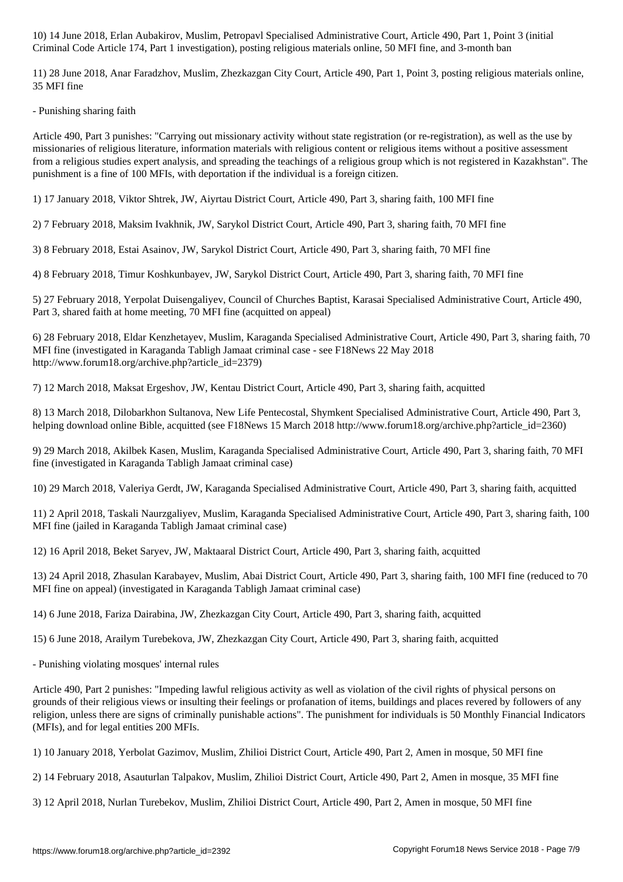10) 14 June 2018, Erlan Aubakirov, Muslim, Petropavl Specialised Administrative Court, Article 490, Part 1, Point 3 (initial Criminal Code Article 174, Part 1 investigation), posting religious materials online, 50 MFI fine, and 3-month ban

11) 28 June 2018, Anar Faradzhov, Muslim, Zhezkazgan City Court, Article 490, Part 1, Point 3, posting religious materials online, 35 MFI fine

- Punishing sharing faith

Article 490, Part 3 punishes: "Carrying out missionary activity without state registration (or re-registration), as well as the use by missionaries of religious literature, information materials with religious content or religious items without a positive assessment from a religious studies expert analysis, and spreading the teachings of a religious group which is not registered in Kazakhstan". The punishment is a fine of 100 MFIs, with deportation if the individual is a foreign citizen.

1) 17 January 2018, Viktor Shtrek, JW, Aiyrtau District Court, Article 490, Part 3, sharing faith, 100 MFI fine

2) 7 February 2018, Maksim Ivakhnik, JW, Sarykol District Court, Article 490, Part 3, sharing faith, 70 MFI fine

3) 8 February 2018, Estai Asainov, JW, Sarykol District Court, Article 490, Part 3, sharing faith, 70 MFI fine

4) 8 February 2018, Timur Koshkunbayev, JW, Sarykol District Court, Article 490, Part 3, sharing faith, 70 MFI fine

5) 27 February 2018, Yerpolat Duisengaliyev, Council of Churches Baptist, Karasai Specialised Administrative Court, Article 490, Part 3, shared faith at home meeting, 70 MFI fine (acquitted on appeal)

6) 28 February 2018, Eldar Kenzhetayev, Muslim, Karaganda Specialised Administrative Court, Article 490, Part 3, sharing faith, 70 MFI fine (investigated in Karaganda Tabligh Jamaat criminal case - see F18News 22 May 2018 http://www.forum18.org/archive.php?article_id=2379)

7) 12 March 2018, Maksat Ergeshov, JW, Kentau District Court, Article 490, Part 3, sharing faith, acquitted

8) 13 March 2018, Dilobarkhon Sultanova, New Life Pentecostal, Shymkent Specialised Administrative Court, Article 490, Part 3, helping download online Bible, acquitted (see F18News 15 March 2018 http://www.forum18.org/archive.php?article_id=2360)

9) 29 March 2018, Akilbek Kasen, Muslim, Karaganda Specialised Administrative Court, Article 490, Part 3, sharing faith, 70 MFI fine (investigated in Karaganda Tabligh Jamaat criminal case)

10) 29 March 2018, Valeriya Gerdt, JW, Karaganda Specialised Administrative Court, Article 490, Part 3, sharing faith, acquitted

11) 2 April 2018, Taskali Naurzgaliyev, Muslim, Karaganda Specialised Administrative Court, Article 490, Part 3, sharing faith, 100 MFI fine (jailed in Karaganda Tabligh Jamaat criminal case)

12) 16 April 2018, Beket Saryev, JW, Maktaaral District Court, Article 490, Part 3, sharing faith, acquitted

13) 24 April 2018, Zhasulan Karabayev, Muslim, Abai District Court, Article 490, Part 3, sharing faith, 100 MFI fine (reduced to 70 MFI fine on appeal) (investigated in Karaganda Tabligh Jamaat criminal case)

14) 6 June 2018, Fariza Dairabina, JW, Zhezkazgan City Court, Article 490, Part 3, sharing faith, acquitted

15) 6 June 2018, Arailym Turebekova, JW, Zhezkazgan City Court, Article 490, Part 3, sharing faith, acquitted

- Punishing violating mosques' internal rules

Article 490, Part 2 punishes: "Impeding lawful religious activity as well as violation of the civil rights of physical persons on grounds of their religious views or insulting their feelings or profanation of items, buildings and places revered by followers of any religion, unless there are signs of criminally punishable actions". The punishment for individuals is 50 Monthly Financial Indicators (MFIs), and for legal entities 200 MFIs.

1) 10 January 2018, Yerbolat Gazimov, Muslim, Zhilioi District Court, Article 490, Part 2, Amen in mosque, 50 MFI fine

2) 14 February 2018, Asauturlan Talpakov, Muslim, Zhilioi District Court, Article 490, Part 2, Amen in mosque, 35 MFI fine

3) 12 April 2018, Nurlan Turebekov, Muslim, Zhilioi District Court, Article 490, Part 2, Amen in mosque, 50 MFI fine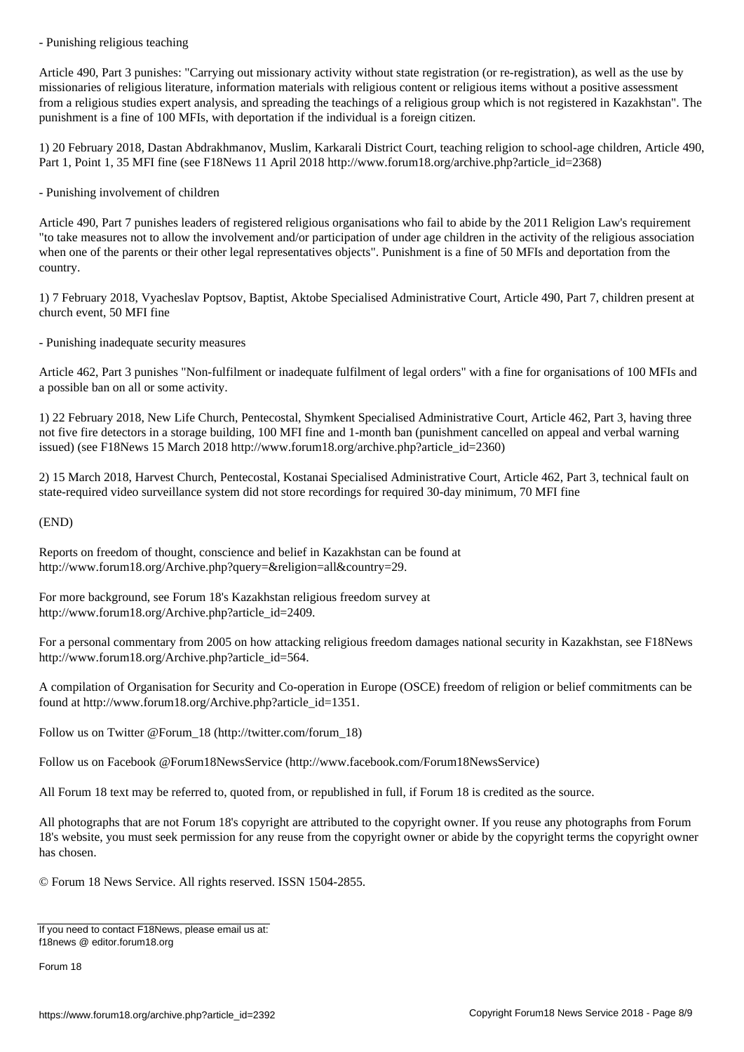- Punishing religious teaching

Article 490, Part 3 punishes: "Carrying out missionary activity without state registration (or re-registration), as well as the use by missionaries of religious literature, information materials with religious content or religious items without a positive assessment from a religious studies expert analysis, and spreading the teachings of a religious group which is not registered in Kazakhstan". The punishment is a fine of 100 MFIs, with deportation if the individual is a foreign citizen.

1) 20 February 2018, Dastan Abdrakhmanov, Muslim, Karkarali District Court, teaching religion to school-age children, Article 490, Part 1, Point 1, 35 MFI fine (see F18News 11 April 2018 http://www.forum18.org/archive.php?article_id=2368)

- Punishing involvement of children

Article 490, Part 7 punishes leaders of registered religious organisations who fail to abide by the 2011 Religion Law's requirement "to take measures not to allow the involvement and/or participation of under age children in the activity of the religious association when one of the parents or their other legal representatives objects". Punishment is a fine of 50 MFIs and deportation from the country.

1) 7 February 2018, Vyacheslav Poptsov, Baptist, Aktobe Specialised Administrative Court, Article 490, Part 7, children present at church event, 50 MFI fine

- Punishing inadequate security measures

Article 462, Part 3 punishes "Non-fulfilment or inadequate fulfilment of legal orders" with a fine for organisations of 100 MFIs and a possible ban on all or some activity.

1) 22 February 2018, New Life Church, Pentecostal, Shymkent Specialised Administrative Court, Article 462, Part 3, having three not five fire detectors in a storage building, 100 MFI fine and 1-month ban (punishment cancelled on appeal and verbal warning issued) (see F18News 15 March 2018 http://www.forum18.org/archive.php?article_id=2360)

2) 15 March 2018, Harvest Church, Pentecostal, Kostanai Specialised Administrative Court, Article 462, Part 3, technical fault on state-required video surveillance system did not store recordings for required 30-day minimum, 70 MFI fine

(END)

Reports on freedom of thought, conscience and belief in Kazakhstan can be found at http://www.forum18.org/Archive.php?query=&religion=all&country=29.

For more background, see Forum 18's Kazakhstan religious freedom survey at http://www.forum18.org/Archive.php?article_id=2409.

For a personal commentary from 2005 on how attacking religious freedom damages national security in Kazakhstan, see F18News http://www.forum18.org/Archive.php?article_id=564.

A compilation of Organisation for Security and Co-operation in Europe (OSCE) freedom of religion or belief commitments can be found at http://www.forum18.org/Archive.php?article_id=1351.

Follow us on Twitter @Forum_18 (http://twitter.com/forum_18)

Follow us on Facebook @Forum18NewsService (http://www.facebook.com/Forum18NewsService)

All Forum 18 text may be referred to, quoted from, or republished in full, if Forum 18 is credited as the source.

All photographs that are not Forum 18's copyright are attributed to the copyright owner. If you reuse any photographs from Forum 18's website, you must seek permission for any reuse from the copyright owner or abide by the copyright terms the copyright owner has chosen.

© Forum 18 News Service. All rights reserved. ISSN 1504-2855.

If you need to contact F18News, please email us at:
f18news @ editor.forum18.org

Forum 18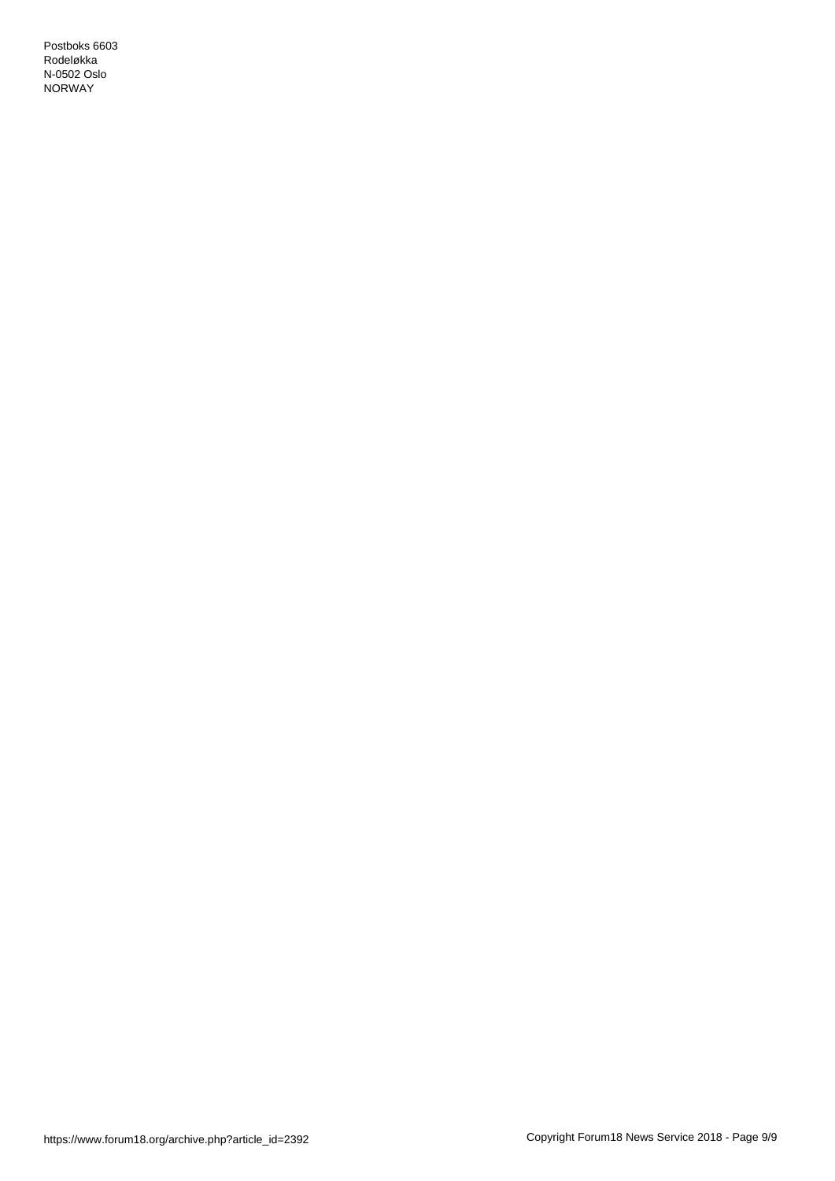Postboks 6603
Rodeløkka
N-0502 Oslo
NORWAY